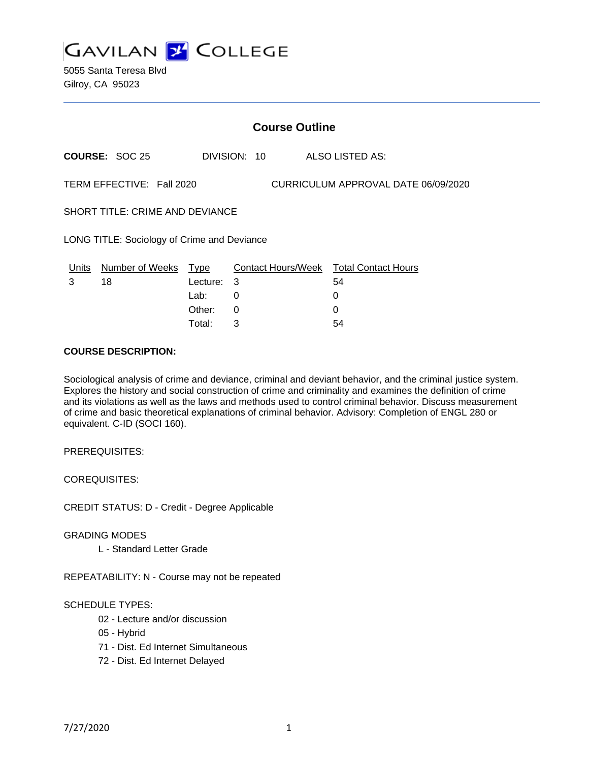# GAVILAN COLLEGE

5055 Santa Teresa Blvd
Gilroy, CA 95023

## Course Outline

**COURSE:** SOC 25 DIVISION: 10 ALSO LISTED AS:

TERM EFFECTIVE: Fall 2020 CURRICULUM APPROVAL DATE 06/09/2020

SHORT TITLE: CRIME AND DEVIANCE

LONG TITLE: Sociology of Crime and Deviance

| Units | Number of Weeks | Type | Contact Hours/Week | Total Contact Hours |
|---|---|---|---|---|
| 3 | 18 | Lecture: | 3 | 54 |
| | | Lab: | 0 | 0 |
| | | Other: | 0 | 0 |
| | | Total: | 3 | 54 |

**COURSE DESCRIPTION:**

Sociological analysis of crime and deviance, criminal and deviant behavior, and the criminal justice system. Explores the history and social construction of crime and criminality and examines the definition of crime and its violations as well as the laws and methods used to control criminal behavior. Discuss measurement of crime and basic theoretical explanations of criminal behavior. Advisory: Completion of ENGL 280 or equivalent. C-ID (SOCI 160).

PREREQUISITES:

COREQUISITES:

CREDIT STATUS: D - Credit - Degree Applicable

GRADING MODES

- L - Standard Letter Grade

REPEATABILITY: N - Course may not be repeated

SCHEDULE TYPES:

- 02 - Lecture and/or discussion
- 05 - Hybrid
- 71 - Dist. Ed Internet Simultaneous
- 72 - Dist. Ed Internet Delayed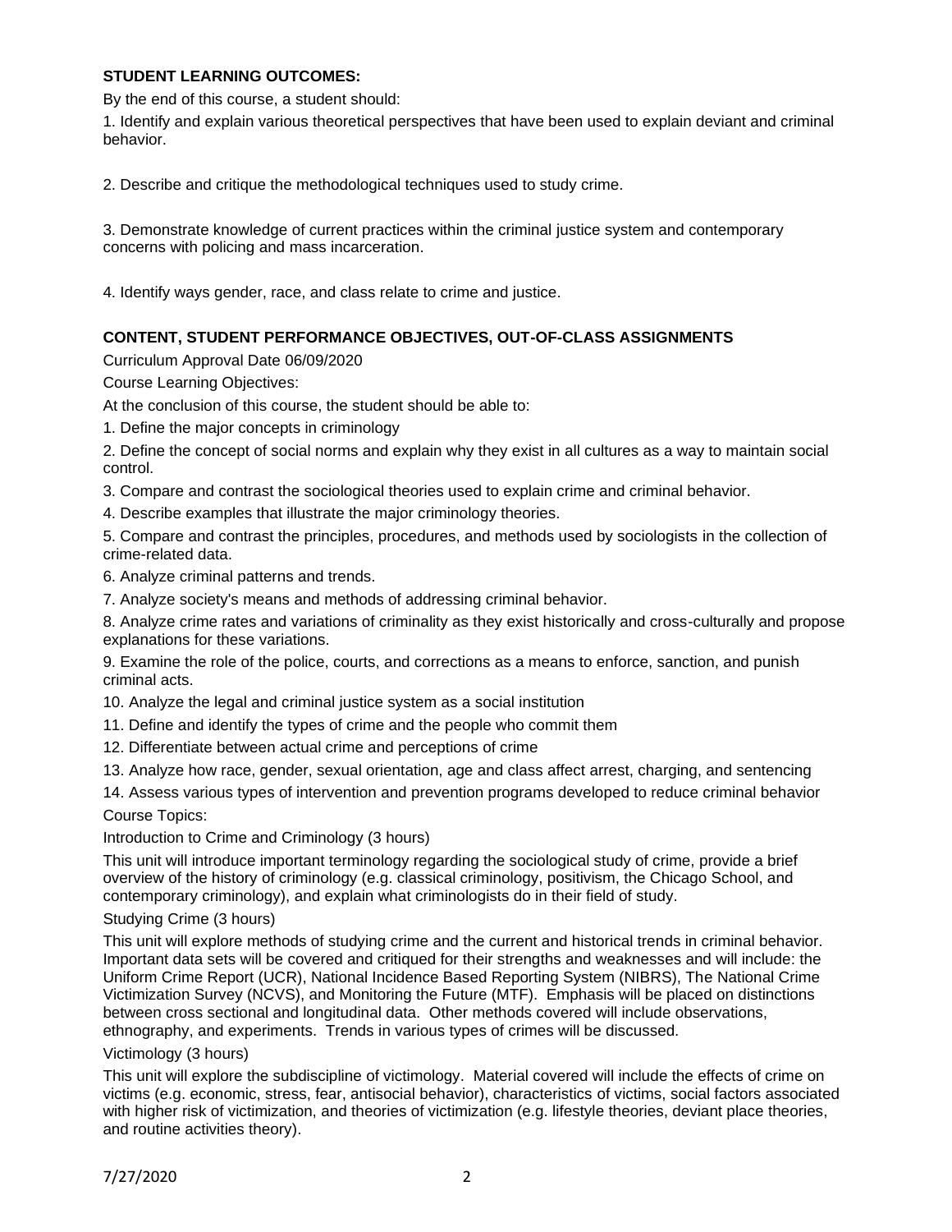### STUDENT LEARNING OUTCOMES:

By the end of this course, a student should:

1. Identify and explain various theoretical perspectives that have been used to explain deviant and criminal behavior.

2. Describe and critique the methodological techniques used to study crime.

3. Demonstrate knowledge of current practices within the criminal justice system and contemporary concerns with policing and mass incarceration.

4. Identify ways gender, race, and class relate to crime and justice.

### CONTENT, STUDENT PERFORMANCE OBJECTIVES, OUT-OF-CLASS ASSIGNMENTS

Curriculum Approval Date 06/09/2020

Course Learning Objectives:

At the conclusion of this course, the student should be able to:

1. Define the major concepts in criminology
2. Define the concept of social norms and explain why they exist in all cultures as a way to maintain social control.
3. Compare and contrast the sociological theories used to explain crime and criminal behavior.
4. Describe examples that illustrate the major criminology theories.
5. Compare and contrast the principles, procedures, and methods used by sociologists in the collection of crime-related data.
6. Analyze criminal patterns and trends.
7. Analyze society's means and methods of addressing criminal behavior.
8. Analyze crime rates and variations of criminality as they exist historically and cross-culturally and propose explanations for these variations.
9. Examine the role of the police, courts, and corrections as a means to enforce, sanction, and punish criminal acts.
10. Analyze the legal and criminal justice system as a social institution
11. Define and identify the types of crime and the people who commit them
12. Differentiate between actual crime and perceptions of crime
13. Analyze how race, gender, sexual orientation, age and class affect arrest, charging, and sentencing
14. Assess various types of intervention and prevention programs developed to reduce criminal behavior

Course Topics:

Introduction to Crime and Criminology (3 hours)

This unit will introduce important terminology regarding the sociological study of crime, provide a brief overview of the history of criminology (e.g. classical criminology, positivism, the Chicago School, and contemporary criminology), and explain what criminologists do in their field of study.

Studying Crime (3 hours)

This unit will explore methods of studying crime and the current and historical trends in criminal behavior. Important data sets will be covered and critiqued for their strengths and weaknesses and will include: the Uniform Crime Report (UCR), National Incidence Based Reporting System (NIBRS), The National Crime Victimization Survey (NCVS), and Monitoring the Future (MTF). Emphasis will be placed on distinctions between cross sectional and longitudinal data. Other methods covered will include observations, ethnography, and experiments. Trends in various types of crimes will be discussed.

Victimology (3 hours)

This unit will explore the subdiscipline of victimology. Material covered will include the effects of crime on victims (e.g. economic, stress, fear, antisocial behavior), characteristics of victims, social factors associated with higher risk of victimization, and theories of victimization (e.g. lifestyle theories, deviant place theories, and routine activities theory).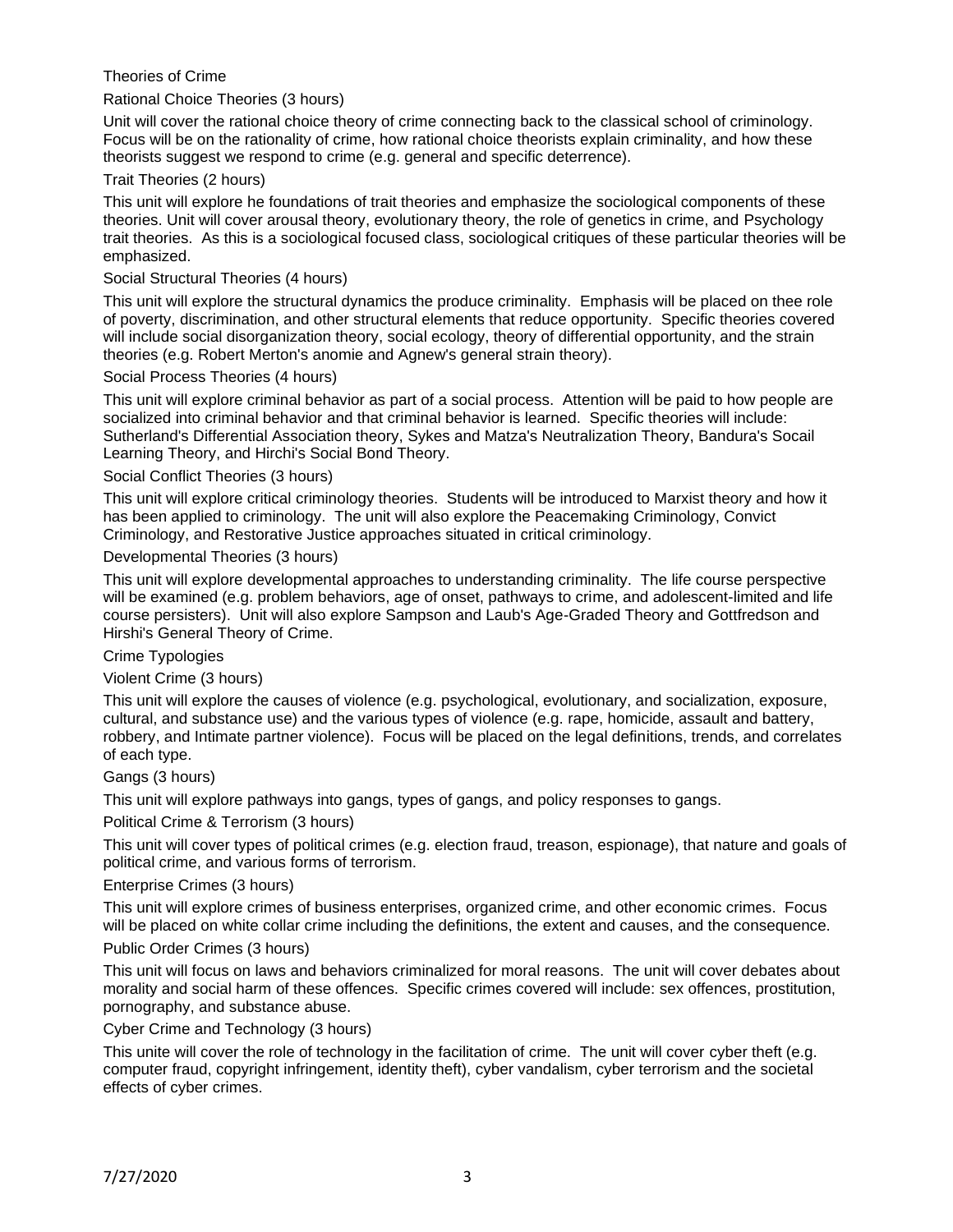## Theories of Crime

### Rational Choice Theories (3 hours)

Unit will cover the rational choice theory of crime connecting back to the classical school of criminology. Focus will be on the rationality of crime, how rational choice theorists explain criminality, and how these theorists suggest we respond to crime (e.g. general and specific deterrence).

### Trait Theories (2 hours)

This unit will explore he foundations of trait theories and emphasize the sociological components of these theories. Unit will cover arousal theory, evolutionary theory, the role of genetics in crime, and Psychology trait theories. As this is a sociological focused class, sociological critiques of these particular theories will be emphasized.

### Social Structural Theories (4 hours)

This unit will explore the structural dynamics the produce criminality. Emphasis will be placed on thee role of poverty, discrimination, and other structural elements that reduce opportunity. Specific theories covered will include social disorganization theory, social ecology, theory of differential opportunity, and the strain theories (e.g. Robert Merton's anomie and Agnew's general strain theory).

### Social Process Theories (4 hours)

This unit will explore criminal behavior as part of a social process. Attention will be paid to how people are socialized into criminal behavior and that criminal behavior is learned. Specific theories will include: Sutherland's Differential Association theory, Sykes and Matza's Neutralization Theory, Bandura's Socail Learning Theory, and Hirchi's Social Bond Theory.

### Social Conflict Theories (3 hours)

This unit will explore critical criminology theories. Students will be introduced to Marxist theory and how it has been applied to criminology. The unit will also explore the Peacemaking Criminology, Convict Criminology, and Restorative Justice approaches situated in critical criminology.

### Developmental Theories (3 hours)

This unit will explore developmental approaches to understanding criminality. The life course perspective will be examined (e.g. problem behaviors, age of onset, pathways to crime, and adolescent-limited and life course persisters). Unit will also explore Sampson and Laub's Age-Graded Theory and Gottfredson and Hirshi's General Theory of Crime.

## Crime Typologies

### Violent Crime (3 hours)

This unit will explore the causes of violence (e.g. psychological, evolutionary, and socialization, exposure, cultural, and substance use) and the various types of violence (e.g. rape, homicide, assault and battery, robbery, and Intimate partner violence). Focus will be placed on the legal definitions, trends, and correlates of each type.

### Gangs (3 hours)

This unit will explore pathways into gangs, types of gangs, and policy responses to gangs.

### Political Crime & Terrorism (3 hours)

This unit will cover types of political crimes (e.g. election fraud, treason, espionage), that nature and goals of political crime, and various forms of terrorism.

### Enterprise Crimes (3 hours)

This unit will explore crimes of business enterprises, organized crime, and other economic crimes. Focus will be placed on white collar crime including the definitions, the extent and causes, and the consequence.

### Public Order Crimes (3 hours)

This unit will focus on laws and behaviors criminalized for moral reasons. The unit will cover debates about morality and social harm of these offences. Specific crimes covered will include: sex offences, prostitution, pornography, and substance abuse.

### Cyber Crime and Technology (3 hours)

This unite will cover the role of technology in the facilitation of crime. The unit will cover cyber theft (e.g. computer fraud, copyright infringement, identity theft), cyber vandalism, cyber terrorism and the societal effects of cyber crimes.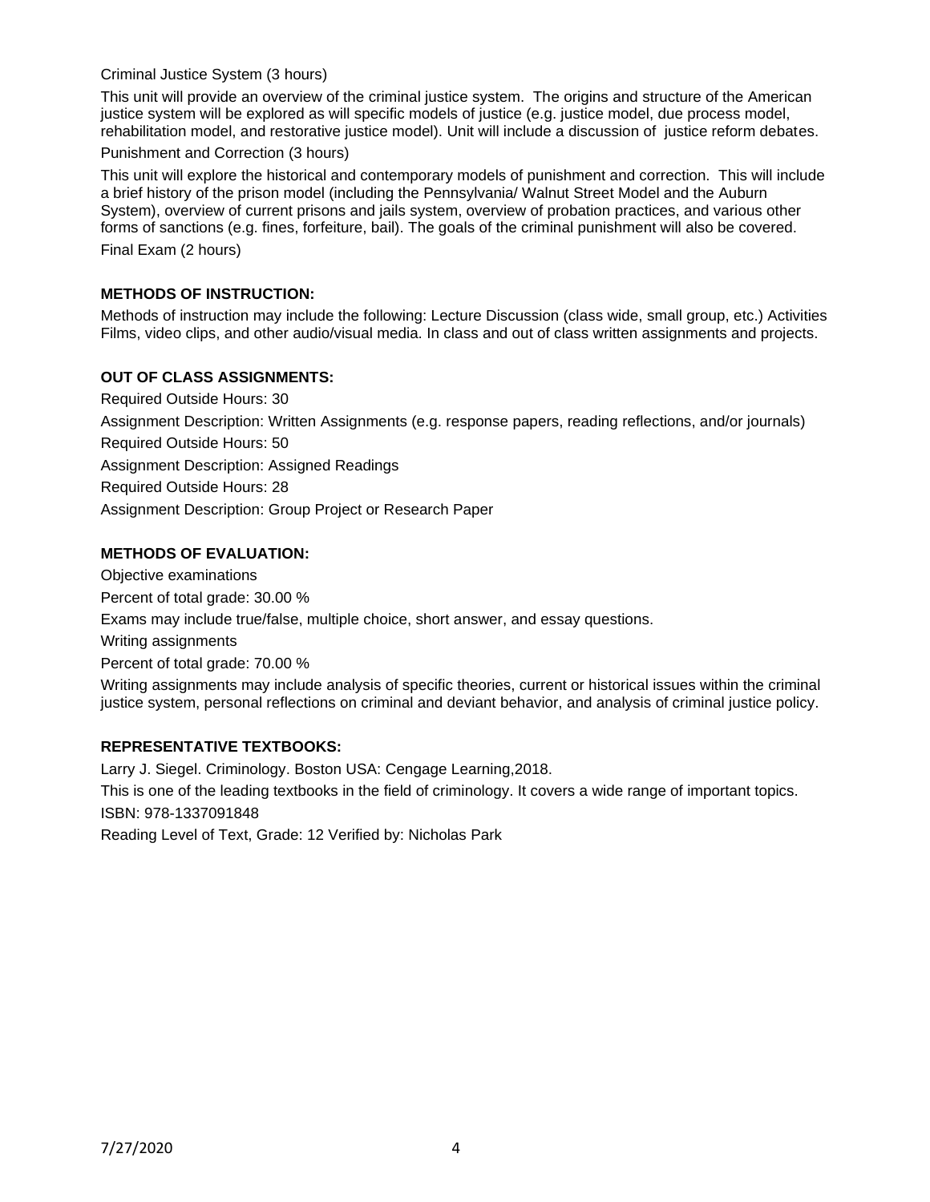Criminal Justice System (3 hours)

This unit will provide an overview of the criminal justice system. The origins and structure of the American justice system will be explored as will specific models of justice (e.g. justice model, due process model, rehabilitation model, and restorative justice model). Unit will include a discussion of justice reform debates.

Punishment and Correction (3 hours)

This unit will explore the historical and contemporary models of punishment and correction. This will include a brief history of the prison model (including the Pennsylvania/ Walnut Street Model and the Auburn System), overview of current prisons and jails system, overview of probation practices, and various other forms of sanctions (e.g. fines, forfeiture, bail). The goals of the criminal punishment will also be covered.

Final Exam (2 hours)

**METHODS OF INSTRUCTION:**

Methods of instruction may include the following: Lecture Discussion (class wide, small group, etc.) Activities Films, video clips, and other audio/visual media. In class and out of class written assignments and projects.

**OUT OF CLASS ASSIGNMENTS:**

Required Outside Hours: 30

Assignment Description: Written Assignments (e.g. response papers, reading reflections, and/or journals)

Required Outside Hours: 50

Assignment Description: Assigned Readings

Required Outside Hours: 28

Assignment Description: Group Project or Research Paper

**METHODS OF EVALUATION:**

Objective examinations

Percent of total grade: 30.00 %

Exams may include true/false, multiple choice, short answer, and essay questions.

Writing assignments

Percent of total grade: 70.00 %

Writing assignments may include analysis of specific theories, current or historical issues within the criminal justice system, personal reflections on criminal and deviant behavior, and analysis of criminal justice policy.

**REPRESENTATIVE TEXTBOOKS:**

Larry J. Siegel. Criminology. Boston USA: Cengage Learning,2018.

This is one of the leading textbooks in the field of criminology. It covers a wide range of important topics.

ISBN: 978-1337091848

Reading Level of Text, Grade: 12 Verified by: Nicholas Park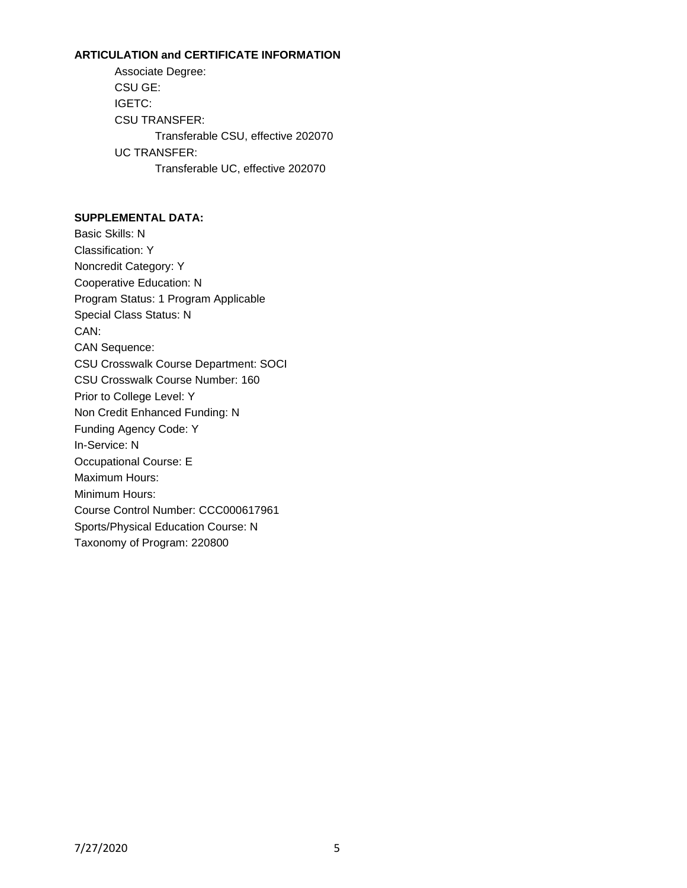**ARTICULATION and CERTIFICATE INFORMATION**

Associate Degree:
CSU GE:
IGETC:
CSU TRANSFER:
Transferable CSU, effective 202070
UC TRANSFER:
Transferable UC, effective 202070

**SUPPLEMENTAL DATA:**

Basic Skills: N
Classification: Y
Noncredit Category: Y
Cooperative Education: N
Program Status: 1 Program Applicable
Special Class Status: N
CAN:
CAN Sequence:
CSU Crosswalk Course Department: SOCI
CSU Crosswalk Course Number: 160
Prior to College Level: Y
Non Credit Enhanced Funding: N
Funding Agency Code: Y
In-Service: N
Occupational Course: E
Maximum Hours:
Minimum Hours:
Course Control Number: CCC000617961
Sports/Physical Education Course: N
Taxonomy of Program: 220800

7/27/2020